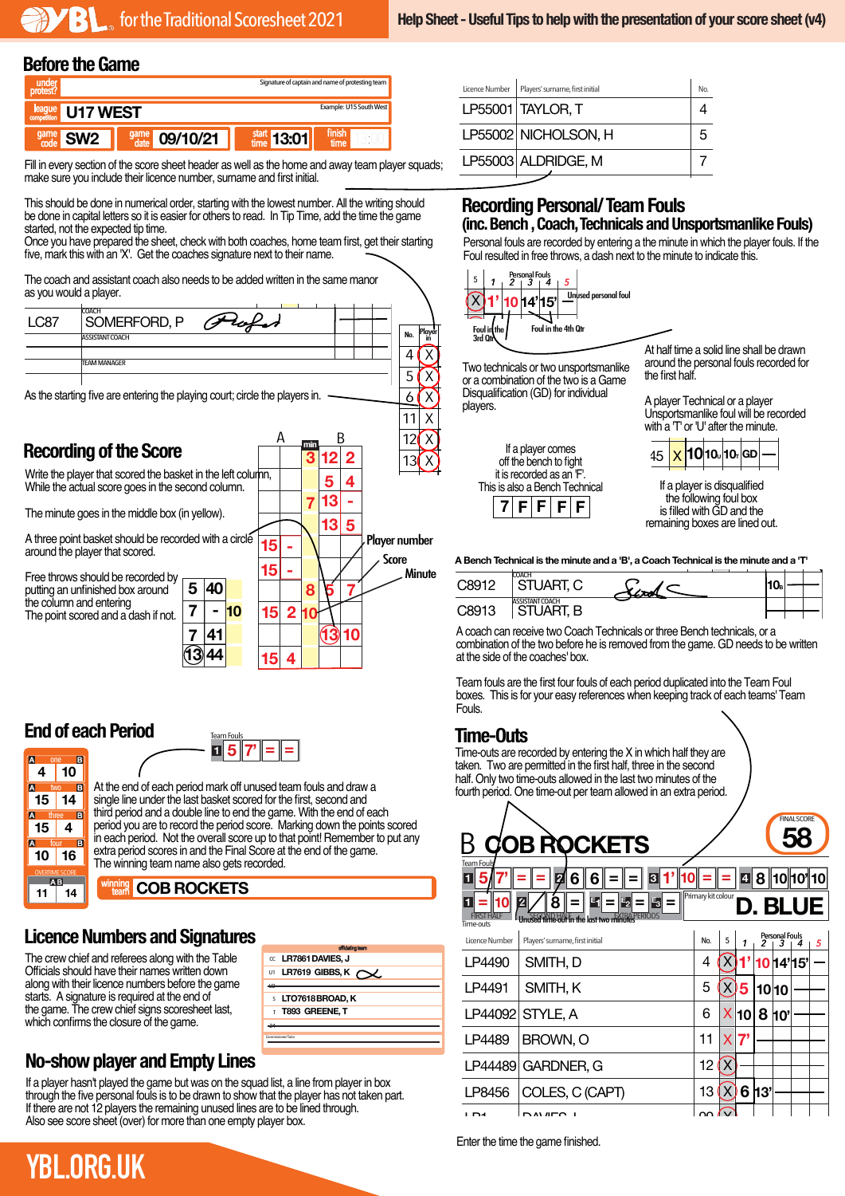# YBL for the Traditional Scoresheet 2021

**Help Sheet - Useful Tips to help with the presentation of your score sheet (v4)**

## Before the Game

| | |
|---|---|
| under protest? | Signature of captain and name of protesting team |
| league competition | U17 WEST (Example: U15 South West) |
| game code | SW2 |
| game date | 09/10/21 |
| start time | 13:01 |
| finish time | |

Fill in every section of the score sheet header as well as the home and away team player squads; make sure you include their licence number, surname and first initial.

| Licence Number | Players' surname, first initial | No. |
|---|---|---|
| LP55001 | TAYLOR, T | 4 |
| LP55002 | NICHOLSON, H | 5 |
| LP55003 | ALDRIDGE, M | 7 |

This should be done in numerical order, starting with the lowest number. All the writing should be done in capital letters so it is easier for others to read. In Tip Time, add the time the game started, not the expected tip time.

Once you have prepared the sheet, check with both coaches, home team first, get their starting five, mark this with an 'X'. Get the coaches signature next to their name.

The coach and assistant coach also needs to be added written in the same manor as you would a player.

| | |
|---|---|
| LC87 | COACH: SOMERFORD, P |
| | ASSISTANT COACH |
| | TEAM MANAGER |

As the starting five are entering the playing court; circle the players in.

| No. | Player in |
|---|---|
| 4 | (X) |
| 5 | (X) |
| 6 | (X) |
| 11 | X |
| 12 | (X) |
| 13 | X |

## Recording of the Score

Write the player that scored the basket in the left column, While the actual score goes in the second column.

The minute goes in the middle box (in yellow).

A three point basket should be recorded with a circle around the player that scored.

Free throws should be recorded by putting an unfinished box around the column and entering The point scored and a dash if not.

Player number / Score / Minute

## Recording Personal/ Team Fouls
### (inc. Bench , Coach, Technicals and Unsportsmanlike Fouls)

Personal fouls are recorded by entering a the minute in which the player fouls. If the Foul resulted in free throws, a dash next to the minute to indicate this.

Foul in the 3rd Qtr — Foul in the 4th Qtr — Unused personal foul

At half time a solid line shall be drawn around the personal fouls recorded for the first half.

Two technicals or two unsportsmanlike or a combination of the two is a Game Disqualification (GD) for individual players.

A player Technical or a player Unsportsmanlike foul will be recorded with a 'T' or 'U' after the minute.

If a player comes off the bench to fight it is recorded as an 'F'. This is also a Bench Technical

If a player is disqualified the following foul box is filled with GD and the remaining boxes are lined out.

A Bench Technical is the minute and a 'B', and a Coach Technical is the minute and a 'T'

| | |
|---|---|
| C8912 | COACH: STUART, C |
| C8913 | ASSISTANT COACH: STUART, B |

A coach can receive two Coach Technicals or three Bench technicals, or a combination of the two before he is removed from the game. GD needs to be written at the side of the coaches' box.

Team fouls are the first four fouls of each period duplicated into the Team Foul boxes. This is for your easy references when keeping track of each teams' Team Fouls.

## End of each Period

At the end of each period mark off unused team fouls and draw a single line under the last basket scored for the first, second and third period and a double line to end the game. With the end of each period you are to record the period score. Marking down the points scored in each period. Not the overall score up to that point! Remember to put any extra period scores in and the Final Score at the end of the game. The winning team name also gets recorded.

| Period | A | B |
|---|---|---|
| one | 4 | 10 |
| two | 15 | 14 |
| three | 15 | 4 |
| four | 10 | 16 |
| overtime | 11 | 14 |

winning team: COB ROCKETS

## Time-Outs

Time-outs are recorded by entering the X in which half they are taken. Two are permitted in the first half, three in the second half. Only two time-outs allowed in the last two minutes of the fourth period. One time-out per team allowed in an extra period.

B COB ROCKETS — FINAL SCORE 58 — Primary kit colour: D. BLUE

| Licence Number | Players' surname, first initial | No. |
|---|---|---|
| LP4490 | SMITH, D | 4 |
| LP4491 | SMITH, K | 5 |
| LP44092 | STYLE, A | 6 |
| LP4489 | BROWN, O | 11 |
| LP44489 | GARDNER, G | 12 |
| LP8456 | COLES, C (CAPT) | 13 |

## Licence Numbers and Signatures

The crew chief and referees along with the Table Officials should have their names written down along with their licence numbers before the game starts. A signature is required at the end of the game. The crew chief signs scoresheet last, which confirms the closure of the game.

| | |
|---|---|
| CC | LR7861 DAVIES, J |
| U1 | LR7619 GIBBS, K |
| S | LTO7618 BROAD, K |
| T | T893 GREENE, T |

## No-show player and Empty Lines

If a player hasn't played the game but was on the squad list, a line from player in box through the five personal fouls is to be drawn to show that the player has not taken part. If there are not 12 players the remaining unused lines are to be lined through. Also see score sheet (over) for more than one empty player box.

Enter the time the game finished.

YBL.ORG.UK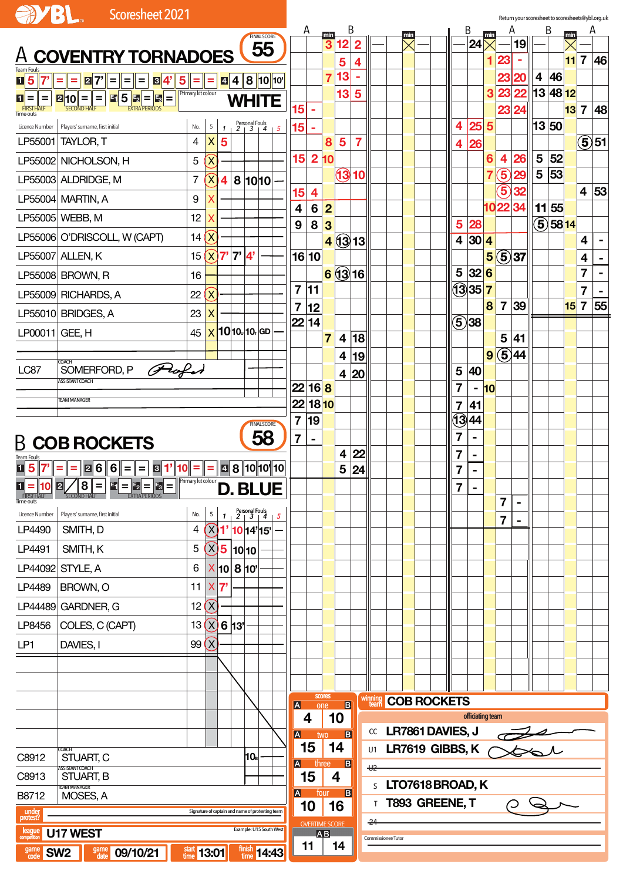# YBL Scoresheet 2021

Return your scoresheet to scoresheets@ybl.org.uk

## A COVENTRY TORNADOES

FINAL SCORE: **55**

Team Fouls: 1: 5 7' = = | 2: 7' = = = | 3: 4' 5 = = | 4: 4 8 10 10'

Time-outs: FIRST HALF: 1 = = | SECOND HALF: 2 10 = = | EXTRA PERIODS: E1 5 E2 = E3 =

Primary kit colour: **WHITE**

| Licence Number | Players' surname, first initial | No. | 5 | 1 | 2 | 3 | 4 | 5 |
|---|---|---|---|---|---|---|---|---|
| LP55001 | TAYLOR, T | 4 | X | 5 | | | | |
| LP55002 | NICHOLSON, H | 5 | (X) | | | | | |
| LP55003 | ALDRIDGE, M | 7 | (X) | 4 | 8 | 10 | 10 | — |
| LP55004 | MARTIN, A | 9 | X | | | | | |
| LP55005 | WEBB, M | 12 | X | | | | | |
| LP55006 | O'DRISCOLL, W (CAPT) | 14 | (X) | | | | | |
| LP55007 | ALLEN, K | 15 | (X) | 7' | 7' | 4' | — | |
| LP55008 | BROWN, R | 16 | | | | | | |
| LP55009 | RICHARDS, A | 22 | (X) | | | | | |
| LP55010 | BRIDGES, A | 23 | X | | | | | |
| LP00011 | GEE, H | 45 | X | 10 | $10_U$ | $10_T$ | GD | — |

| Licence Number | Role | Name | Signature |
|---|---|---|---|
| LC87 | COACH | SOMERFORD, P | (signed) |
| | ASSISTANT COACH | | |
| | TEAM MANAGER | | |

## B COB ROCKETS

FINAL SCORE: **58**

Team Fouls: 1: 5 7' = = | 2: 6 6 = = | 3: 1' 10 = = | 4: 8 10 10' 10

Time-outs: FIRST HALF: 1 = 10 | SECOND HALF: 2 / 8 = | EXTRA PERIODS: E1 = E2 = E3 =

Primary kit colour: **D. BLUE**

| Licence Number | Players' surname, first initial | No. | 5 | 1 | 2 | 3 | 4 | 5 |
|---|---|---|---|---|---|---|---|---|
| LP4490 | SMITH, D | 4 | (X) | 1' | 10 | 14' | 15' | — |
| LP4491 | SMITH, K | 5 | (X) | 5 | 10 | 10 | | |
| LP44092 | STYLE, A | 6 | X | 10 | 8 | 10' | | |
| LP4489 | BROWN, O | 11 | X | 7' | | | | |
| LP44489 | GARDNER, G | 12 | (X) | | | | | |
| LP8456 | COLES, C (CAPT) | 13 | (X) | 6 | 13' | | | |
| LP1 | DAVIES, I | 99 | (X) | | | | | |

| Licence Number | Role | Name | Fouls |
|---|---|---|---|
| C8912 | COACH | STUART, C | $10_B$ |
| C8913 | ASSISTANT COACH | STUART, B | |
| B8712 | TEAM MANAGER | MOSES, A | |

under protest? — Signature of captain and name of protesting team:

league competition: **U17 WEST** (Example: U15 South West)

game code: **SW2** | game date: **09/10/21** | start time: **13:01** | finish time: **14:43**

## Scores

| Period | A | B |
|---|---|---|
| one | 4 | 10 |
| two | 15 | 14 |
| three | 15 | 4 |
| four | 10 | 16 |
| OVERTIME SCORE | 11 | 14 |

winning team: **COB ROCKETS**

## Officiating team

| Role | Licence / Name | Signature |
|---|---|---|
| CC | LR7861 DAVIES, J | (signed) |
| U1 | LR7619 GIBBS, K | (signed) |
| U2 | — | |
| S | LTO7618 BROAD, K | |
| T | T893 GREENE, T | (signed) |
| 24 | — | |

Commissioner/Tutor: